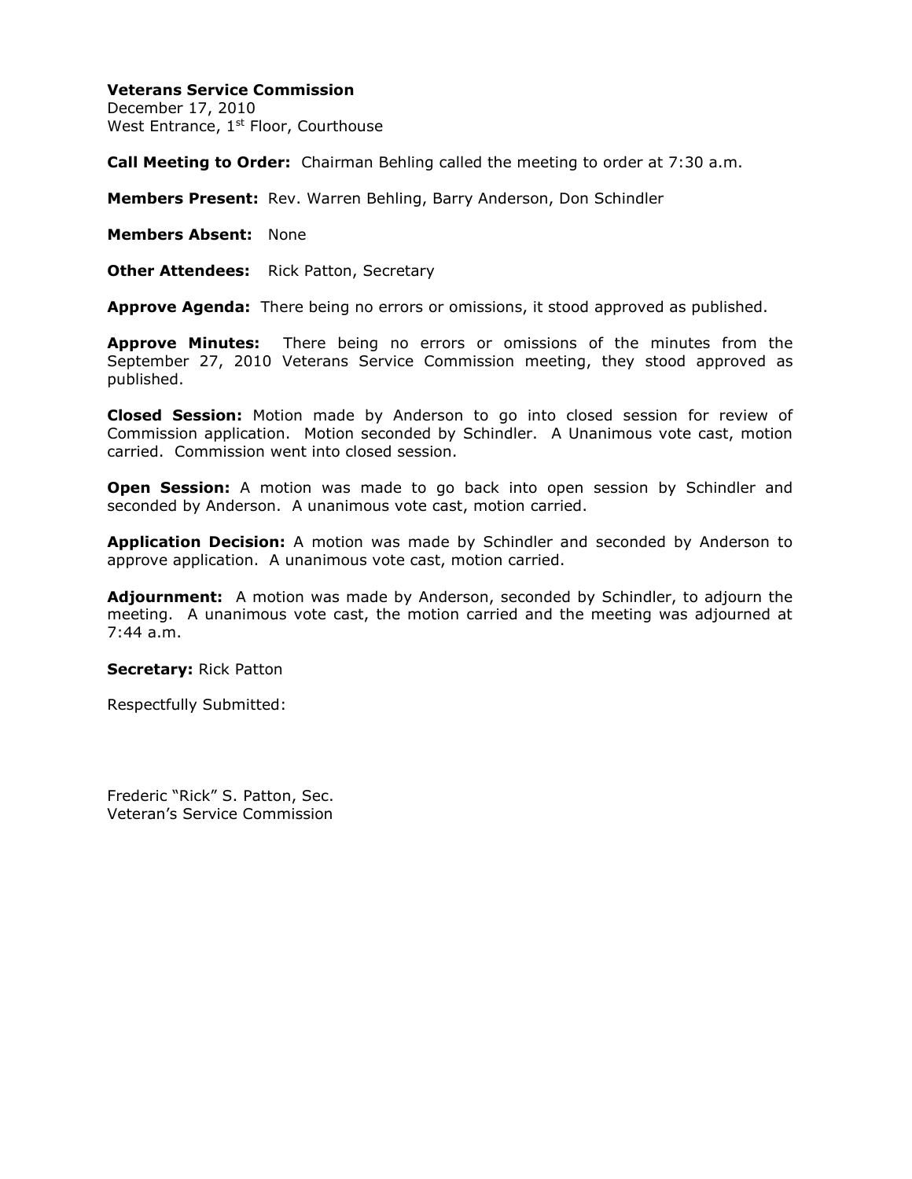**Veterans Service Commission**
December 17, 2010
West Entrance, 1st Floor, Courthouse

**Call Meeting to Order:** Chairman Behling called the meeting to order at 7:30 a.m.

**Members Present:** Rev. Warren Behling, Barry Anderson, Don Schindler

**Members Absent:** None

**Other Attendees:** Rick Patton, Secretary

**Approve Agenda:** There being no errors or omissions, it stood approved as published.

**Approve Minutes:** There being no errors or omissions of the minutes from the September 27, 2010 Veterans Service Commission meeting, they stood approved as published.

**Closed Session:** Motion made by Anderson to go into closed session for review of Commission application. Motion seconded by Schindler. A Unanimous vote cast, motion carried. Commission went into closed session.

**Open Session:** A motion was made to go back into open session by Schindler and seconded by Anderson. A unanimous vote cast, motion carried.

**Application Decision:** A motion was made by Schindler and seconded by Anderson to approve application. A unanimous vote cast, motion carried.

**Adjournment:** A motion was made by Anderson, seconded by Schindler, to adjourn the meeting. A unanimous vote cast, the motion carried and the meeting was adjourned at 7:44 a.m.

**Secretary:** Rick Patton

Respectfully Submitted:

Frederic "Rick" S. Patton, Sec.
Veteran's Service Commission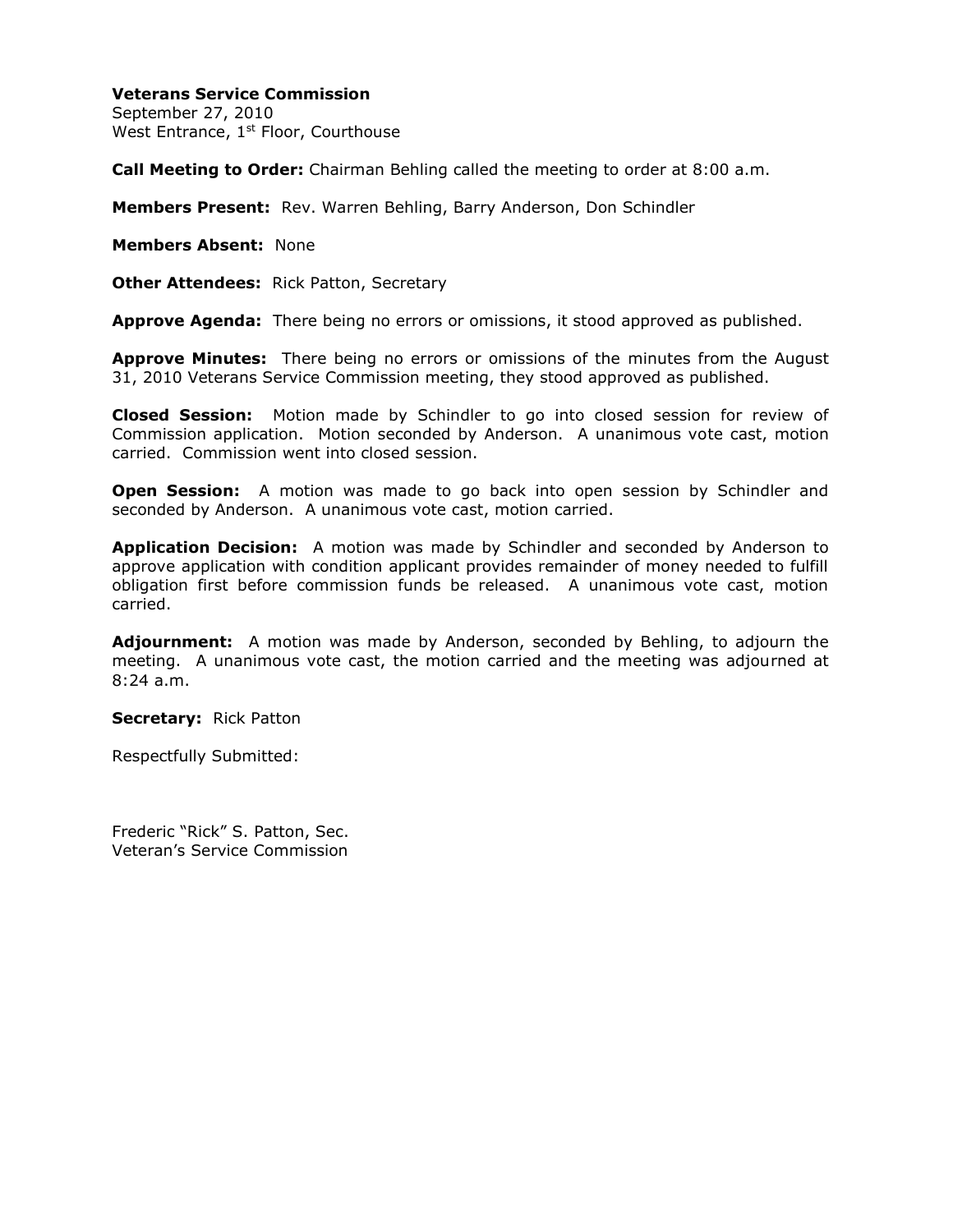**Veterans Service Commission**
September 27, 2010
West Entrance, 1st Floor, Courthouse

**Call Meeting to Order:** Chairman Behling called the meeting to order at 8:00 a.m.

**Members Present:** Rev. Warren Behling, Barry Anderson, Don Schindler

**Members Absent:** None

**Other Attendees:** Rick Patton, Secretary

**Approve Agenda:** There being no errors or omissions, it stood approved as published.

**Approve Minutes:** There being no errors or omissions of the minutes from the August 31, 2010 Veterans Service Commission meeting, they stood approved as published.

**Closed Session:** Motion made by Schindler to go into closed session for review of Commission application. Motion seconded by Anderson. A unanimous vote cast, motion carried. Commission went into closed session.

**Open Session:** A motion was made to go back into open session by Schindler and seconded by Anderson. A unanimous vote cast, motion carried.

**Application Decision:** A motion was made by Schindler and seconded by Anderson to approve application with condition applicant provides remainder of money needed to fulfill obligation first before commission funds be released. A unanimous vote cast, motion carried.

**Adjournment:** A motion was made by Anderson, seconded by Behling, to adjourn the meeting. A unanimous vote cast, the motion carried and the meeting was adjourned at 8:24 a.m.

**Secretary:** Rick Patton

Respectfully Submitted:

Frederic "Rick" S. Patton, Sec.
Veteran's Service Commission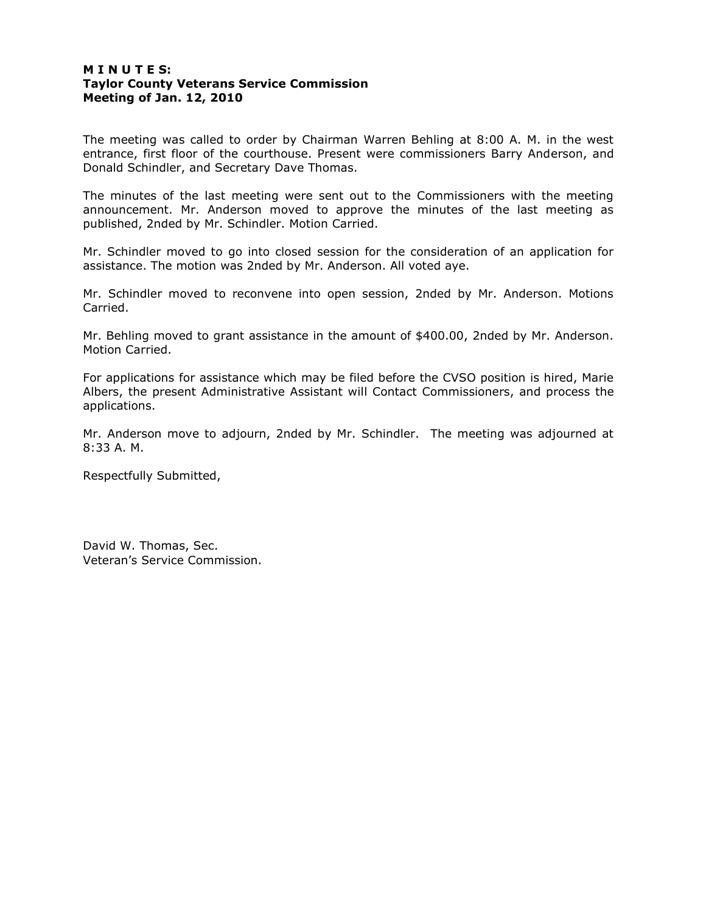**M I N U T E S:**
**Taylor County Veterans Service Commission**
**Meeting of Jan. 12, 2010**

The meeting was called to order by Chairman Warren Behling at 8:00 A. M. in the west entrance, first floor of the courthouse. Present were commissioners Barry Anderson, and Donald Schindler, and Secretary Dave Thomas.

The minutes of the last meeting were sent out to the Commissioners with the meeting announcement. Mr. Anderson moved to approve the minutes of the last meeting as published, 2nded by Mr. Schindler. Motion Carried.

Mr. Schindler moved to go into closed session for the consideration of an application for assistance. The motion was 2nded by Mr. Anderson. All voted aye.

Mr. Schindler moved to reconvene into open session, 2nded by Mr. Anderson. Motions Carried.

Mr. Behling moved to grant assistance in the amount of $400.00, 2nded by Mr. Anderson. Motion Carried.

For applications for assistance which may be filed before the CVSO position is hired, Marie Albers, the present Administrative Assistant will Contact Commissioners, and process the applications.

Mr. Anderson move to adjourn, 2nded by Mr. Schindler. The meeting was adjourned at 8:33 A. M.

Respectfully Submitted,

David W. Thomas, Sec.
Veteran's Service Commission.